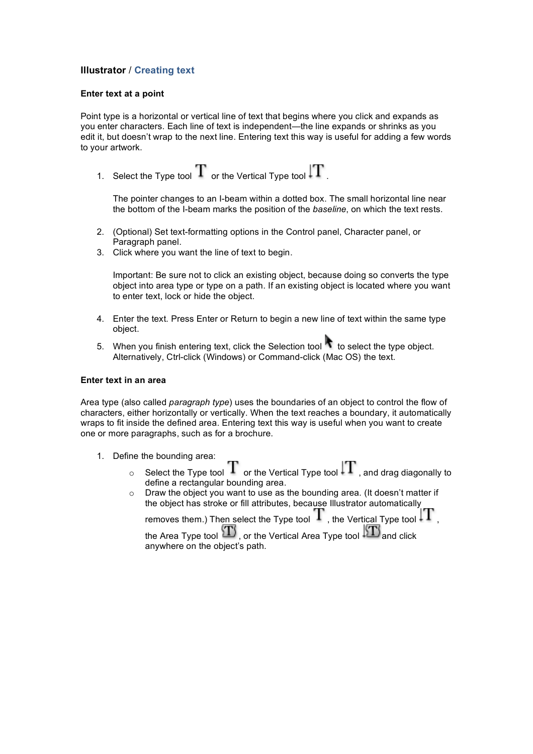**Illustrator** / **Creating text**

### Enter text at a point

Point type is a horizontal or vertical line of text that begins where you click and expands as you enter characters. Each line of text is independent—the line expands or shrinks as you edit it, but doesn't wrap to the next line. Entering text this way is useful for adding a few words to your artwork.

1. Select the Type tool or the Vertical Type tool .

   The pointer changes to an I-beam within a dotted box. The small horizontal line near the bottom of the I-beam marks the position of the *baseline*, on which the text rests.

2. (Optional) Set text-formatting options in the Control panel, Character panel, or Paragraph panel.
3. Click where you want the line of text to begin.

   Important: Be sure not to click an existing object, because doing so converts the type object into area type or type on a path. If an existing object is located where you want to enter text, lock or hide the object.

4. Enter the text. Press Enter or Return to begin a new line of text within the same type object.
5. When you finish entering text, click the Selection tool to select the type object. Alternatively, Ctrl-click (Windows) or Command-click (Mac OS) the text.

### Enter text in an area

Area type (also called *paragraph type*) uses the boundaries of an object to control the flow of characters, either horizontally or vertically. When the text reaches a boundary, it automatically wraps to fit inside the defined area. Entering text this way is useful when you want to create one or more paragraphs, such as for a brochure.

1. Define the bounding area:
   - Select the Type tool or the Vertical Type tool , and drag diagonally to define a rectangular bounding area.
   - Draw the object you want to use as the bounding area. (It doesn't matter if the object has stroke or fill attributes, because Illustrator automatically removes them.) Then select the Type tool , the Vertical Type tool , the Area Type tool , or the Vertical Area Type tool and click anywhere on the object's path.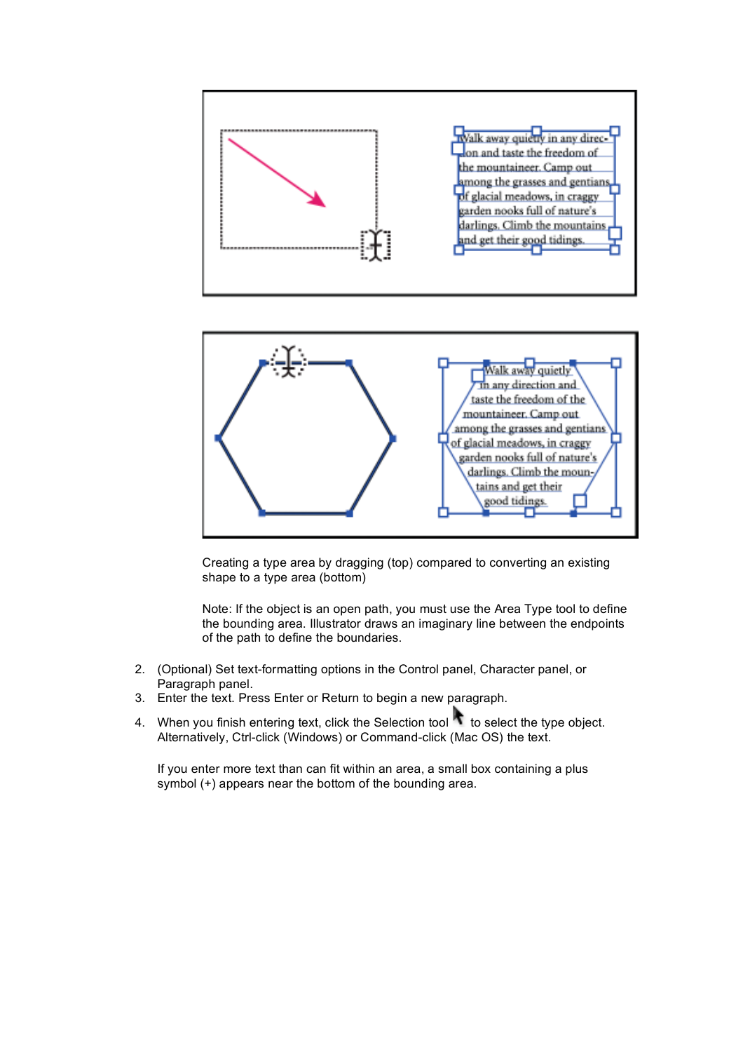Creating a type area by dragging (top) compared to converting an existing shape to a type area (bottom)

Note: If the object is an open path, you must use the Area Type tool to define the bounding area. Illustrator draws an imaginary line between the endpoints of the path to define the boundaries.

2. (Optional) Set text-formatting options in the Control panel, Character panel, or Paragraph panel.
3. Enter the text. Press Enter or Return to begin a new paragraph.
4. When you finish entering text, click the Selection tool to select the type object. Alternatively, Ctrl-click (Windows) or Command-click (Mac OS) the text.

   If you enter more text than can fit within an area, a small box containing a plus symbol (+) appears near the bottom of the bounding area.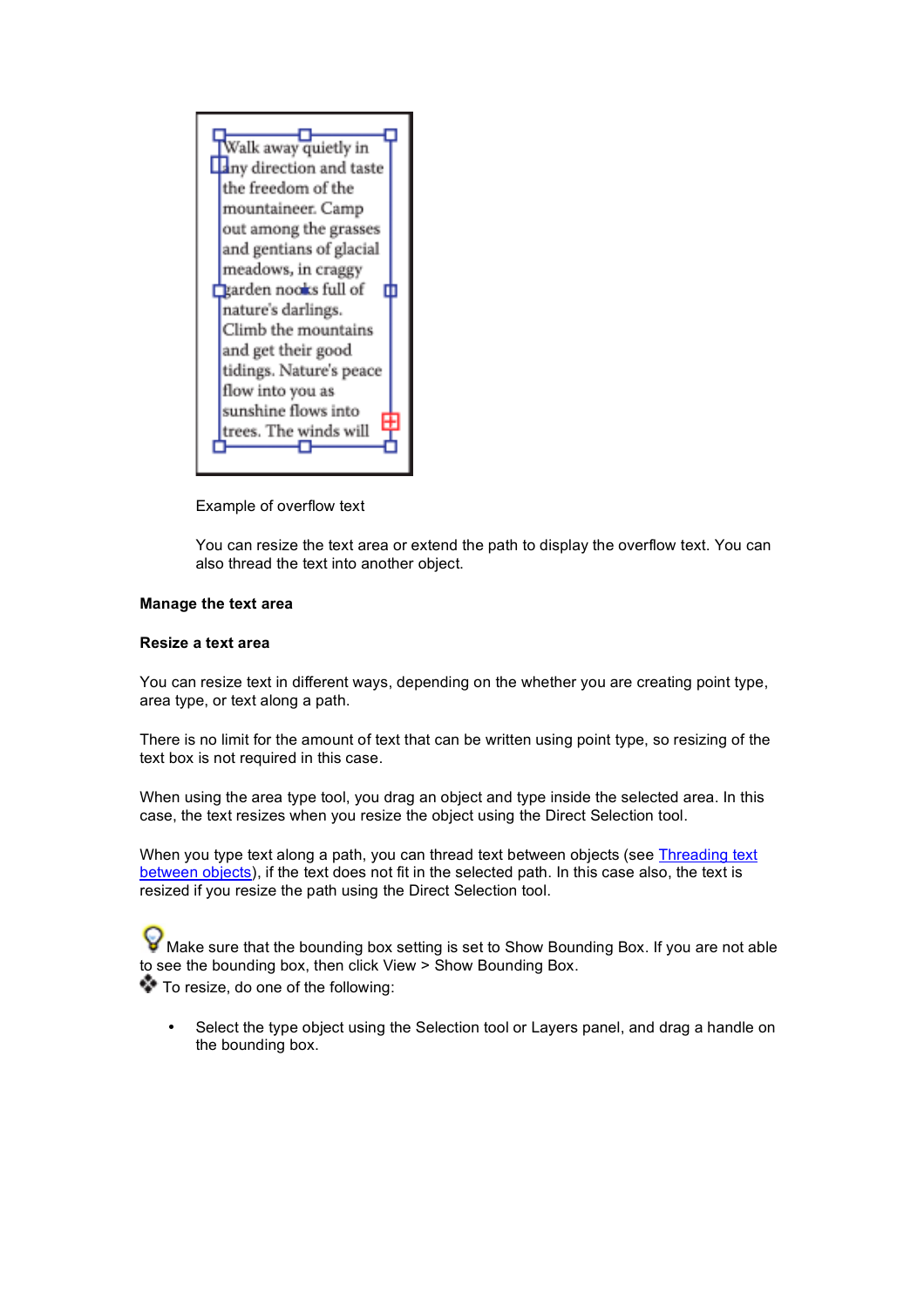Example of overflow text

You can resize the text area or extend the path to display the overflow text. You can also thread the text into another object.

**Manage the text area**

**Resize a text area**

You can resize text in different ways, depending on the whether you are creating point type, area type, or text along a path.

There is no limit for the amount of text that can be written using point type, so resizing of the text box is not required in this case.

When using the area type tool, you drag an object and type inside the selected area. In this case, the text resizes when you resize the object using the Direct Selection tool.

When you type text along a path, you can thread text between objects (see [Threading text between objects]()), if the text does not fit in the selected path. In this case also, the text is resized if you resize the path using the Direct Selection tool.

Make sure that the bounding box setting is set to Show Bounding Box. If you are not able to see the bounding box, then click View > Show Bounding Box.

To resize, do one of the following:

- Select the type object using the Selection tool or Layers panel, and drag a handle on the bounding box.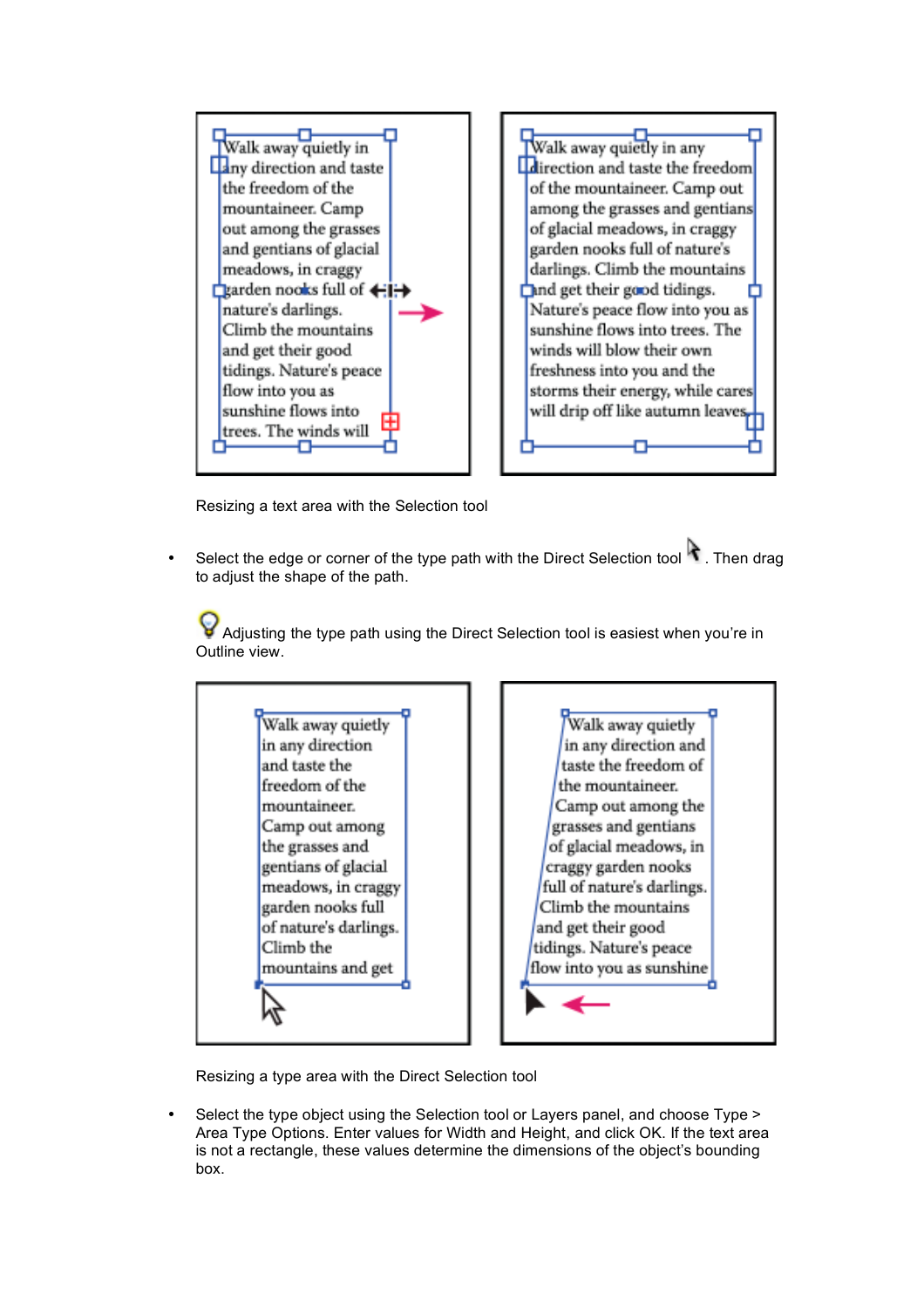Resizing a text area with the Selection tool

- Select the edge or corner of the type path with the Direct Selection tool . Then drag to adjust the shape of the path.

Adjusting the type path using the Direct Selection tool is easiest when you're in Outline view.

Resizing a type area with the Direct Selection tool

- Select the type object using the Selection tool or Layers panel, and choose Type > Area Type Options. Enter values for Width and Height, and click OK. If the text area is not a rectangle, these values determine the dimensions of the object's bounding box.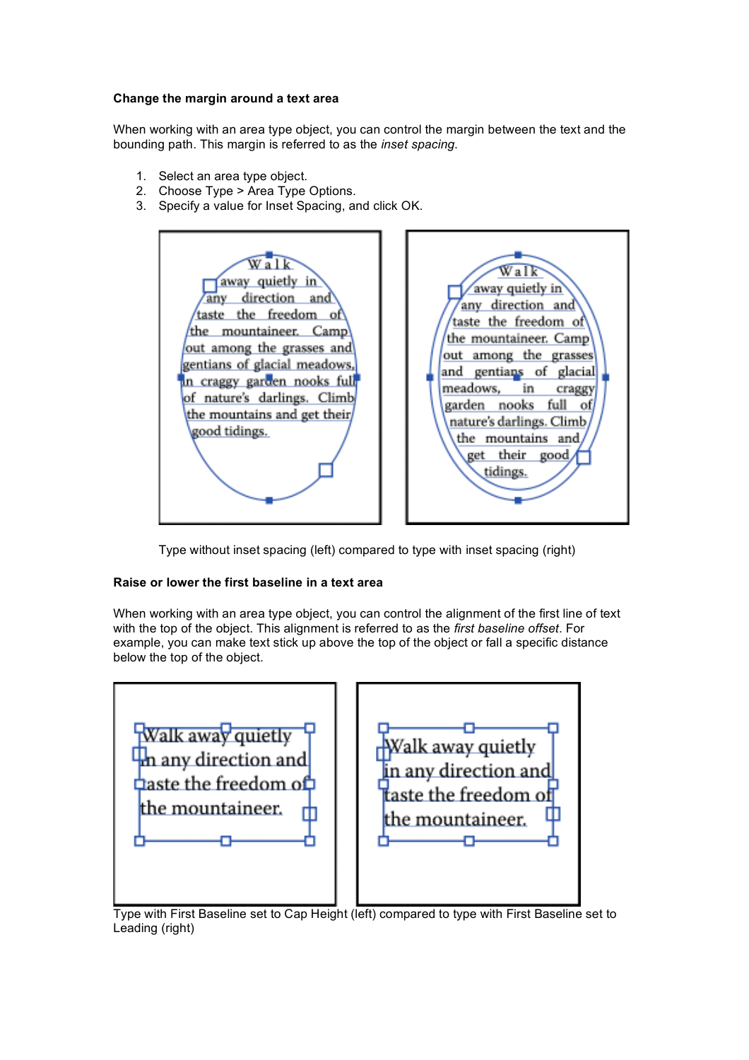**Change the margin around a text area**

When working with an area type object, you can control the margin between the text and the bounding path. This margin is referred to as the *inset spacing*.

1. Select an area type object.
2. Choose Type > Area Type Options.
3. Specify a value for Inset Spacing, and click OK.

Type without inset spacing (left) compared to type with inset spacing (right)

**Raise or lower the first baseline in a text area**

When working with an area type object, you can control the alignment of the first line of text with the top of the object. This alignment is referred to as the *first baseline offset*. For example, you can make text stick up above the top of the object or fall a specific distance below the top of the object.

Type with First Baseline set to Cap Height (left) compared to type with First Baseline set to Leading (right)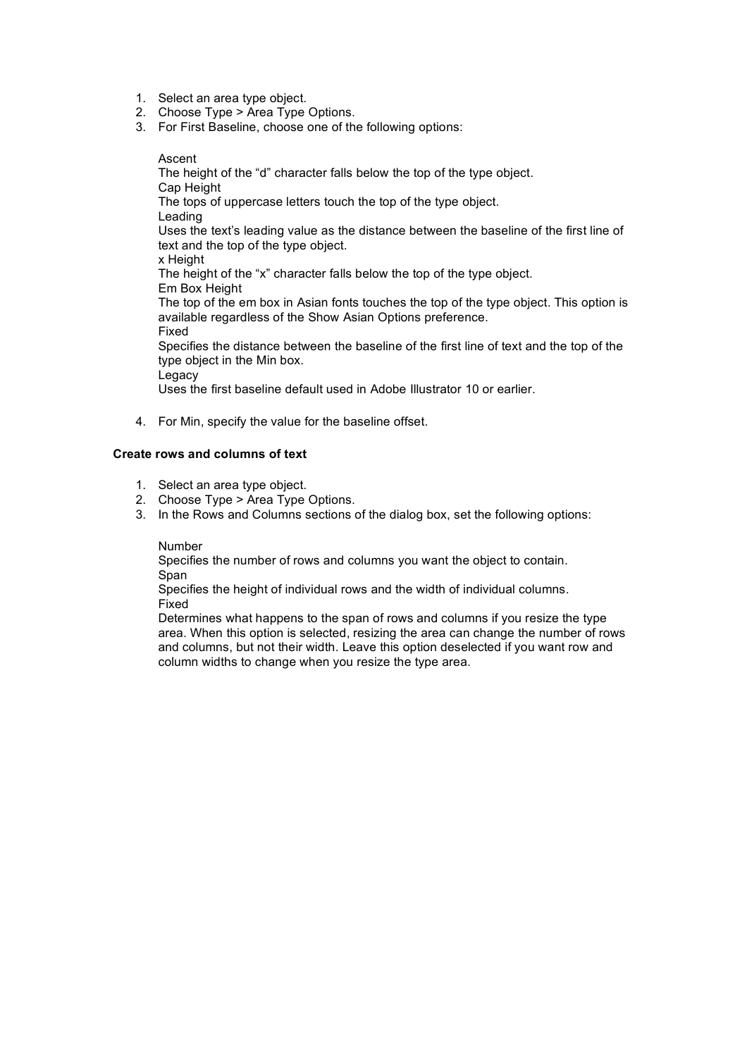1. Select an area type object.
2. Choose Type > Area Type Options.
3. For First Baseline, choose one of the following options:

   Ascent
   The height of the “d” character falls below the top of the type object.
   Cap Height
   The tops of uppercase letters touch the top of the type object.
   Leading
   Uses the text’s leading value as the distance between the baseline of the first line of text and the top of the type object.
   x Height
   The height of the “x” character falls below the top of the type object.
   Em Box Height
   The top of the em box in Asian fonts touches the top of the type object. This option is available regardless of the Show Asian Options preference.
   Fixed
   Specifies the distance between the baseline of the first line of text and the top of the type object in the Min box.
   Legacy
   Uses the first baseline default used in Adobe Illustrator 10 or earlier.

4. For Min, specify the value for the baseline offset.

**Create rows and columns of text**

1. Select an area type object.
2. Choose Type > Area Type Options.
3. In the Rows and Columns sections of the dialog box, set the following options:

   Number
   Specifies the number of rows and columns you want the object to contain.
   Span
   Specifies the height of individual rows and the width of individual columns.
   Fixed
   Determines what happens to the span of rows and columns if you resize the type area. When this option is selected, resizing the area can change the number of rows and columns, but not their width. Leave this option deselected if you want row and column widths to change when you resize the type area.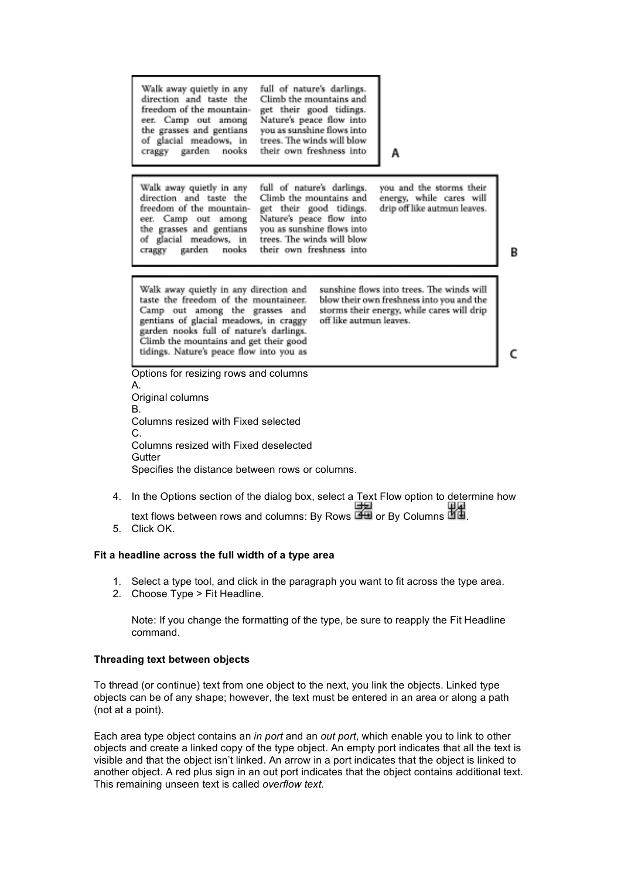Walk away quietly in any direction and taste the freedom of the mountaineer. Camp out among the grasses and gentians of glacial meadows, in craggy garden nooks full of nature's darlings. Climb the mountains and get their good tidings. Nature's peace flow into you as sunshine flows into trees. The winds will blow their own freshness into

A

Walk away quietly in any direction and taste the freedom of the mountaineer. Camp out among the grasses and gentians of glacial meadows, in craggy garden nooks full of nature's darlings. Climb the mountains and get their good tidings. Nature's peace flow into you as sunshine flows into trees. The winds will blow their own freshness into you and the storms their energy, while cares will drip off like autmun leaves.

B

Walk away quietly in any direction and taste the freedom of the mountaineer. Camp out among the grasses and gentians of glacial meadows, in craggy garden nooks full of nature's darlings. Climb the mountains and get their good tidings. Nature's peace flow into you as sunshine flows into trees. The winds will blow their own freshness into you and the storms their energy, while cares will drip off like autmun leaves.

C

Options for resizing rows and columns

A.

Original columns

B.

Columns resized with Fixed selected

C.

Columns resized with Fixed deselected

Gutter

Specifies the distance between rows or columns.

4. In the Options section of the dialog box, select a Text Flow option to determine how text flows between rows and columns: By Rows or By Columns.
5. Click OK.

**Fit a headline across the full width of a type area**

1. Select a type tool, and click in the paragraph you want to fit across the type area.
2. Choose Type > Fit Headline.

   Note: If you change the formatting of the type, be sure to reapply the Fit Headline command.

**Threading text between objects**

To thread (or continue) text from one object to the next, you link the objects. Linked type objects can be of any shape; however, the text must be entered in an area or along a path (not at a point).

Each area type object contains an *in port* and an *out port*, which enable you to link to other objects and create a linked copy of the type object. An empty port indicates that all the text is visible and that the object isn't linked. An arrow in a port indicates that the object is linked to another object. A red plus sign in an out port indicates that the object contains additional text. This remaining unseen text is called *overflow text*.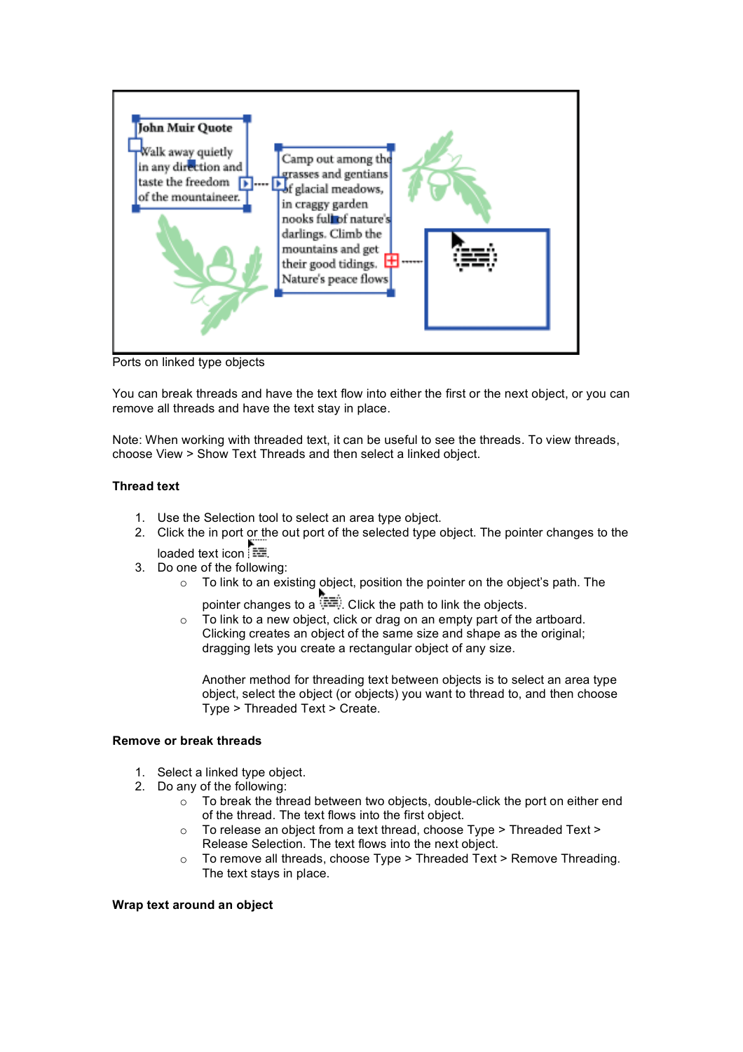Ports on linked type objects

You can break threads and have the text flow into either the first or the next object, or you can remove all threads and have the text stay in place.

Note: When working with threaded text, it can be useful to see the threads. To view threads, choose View > Show Text Threads and then select a linked object.

### Thread text

1. Use the Selection tool to select an area type object.
2. Click the in port or the out port of the selected type object. The pointer changes to the loaded text icon.
3. Do one of the following:
   - To link to an existing object, position the pointer on the object's path. The pointer changes to a . Click the path to link the objects.
   - To link to a new object, click or drag on an empty part of the artboard. Clicking creates an object of the same size and shape as the original; dragging lets you create a rectangular object of any size.

     Another method for threading text between objects is to select an area type object, select the object (or objects) you want to thread to, and then choose Type > Threaded Text > Create.

### Remove or break threads

1. Select a linked type object.
2. Do any of the following:
   - To break the thread between two objects, double-click the port on either end of the thread. The text flows into the first object.
   - To release an object from a text thread, choose Type > Threaded Text > Release Selection. The text flows into the next object.
   - To remove all threads, choose Type > Threaded Text > Remove Threading. The text stays in place.

### Wrap text around an object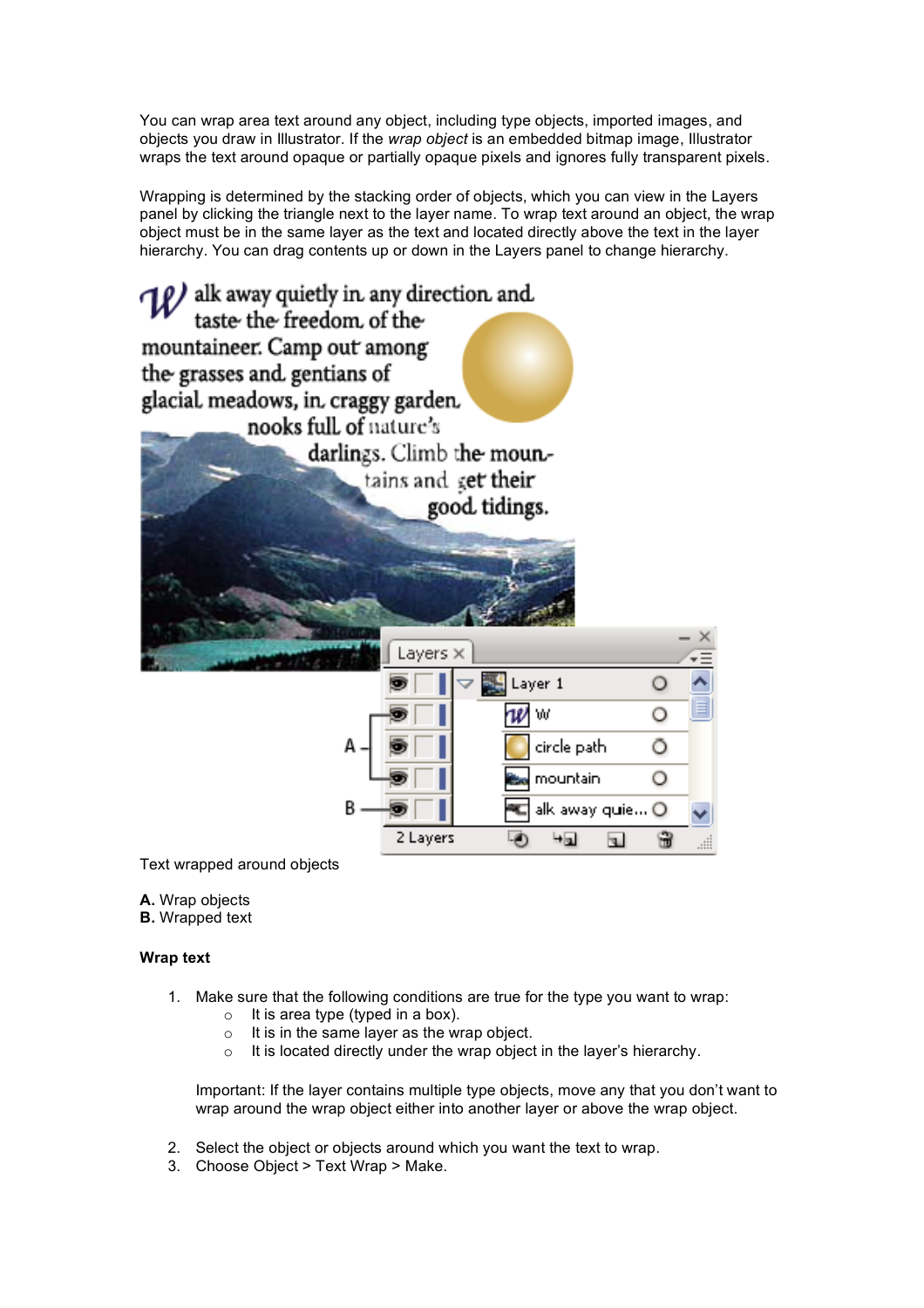You can wrap area text around any object, including type objects, imported images, and objects you draw in Illustrator. If the *wrap object* is an embedded bitmap image, Illustrator wraps the text around opaque or partially opaque pixels and ignores fully transparent pixels.

Wrapping is determined by the stacking order of objects, which you can view in the Layers panel by clicking the triangle next to the layer name. To wrap text around an object, the wrap object must be in the same layer as the text and located directly above the text in the layer hierarchy. You can drag contents up or down in the Layers panel to change hierarchy.

Text wrapped around objects

**A.** Wrap objects  
**B.** Wrapped text

**Wrap text**

1. Make sure that the following conditions are true for the type you want to wrap:
   - It is area type (typed in a box).
   - It is in the same layer as the wrap object.
   - It is located directly under the wrap object in the layer's hierarchy.

   Important: If the layer contains multiple type objects, move any that you don't want to wrap around the wrap object either into another layer or above the wrap object.

2. Select the object or objects around which you want the text to wrap.
3. Choose Object > Text Wrap > Make.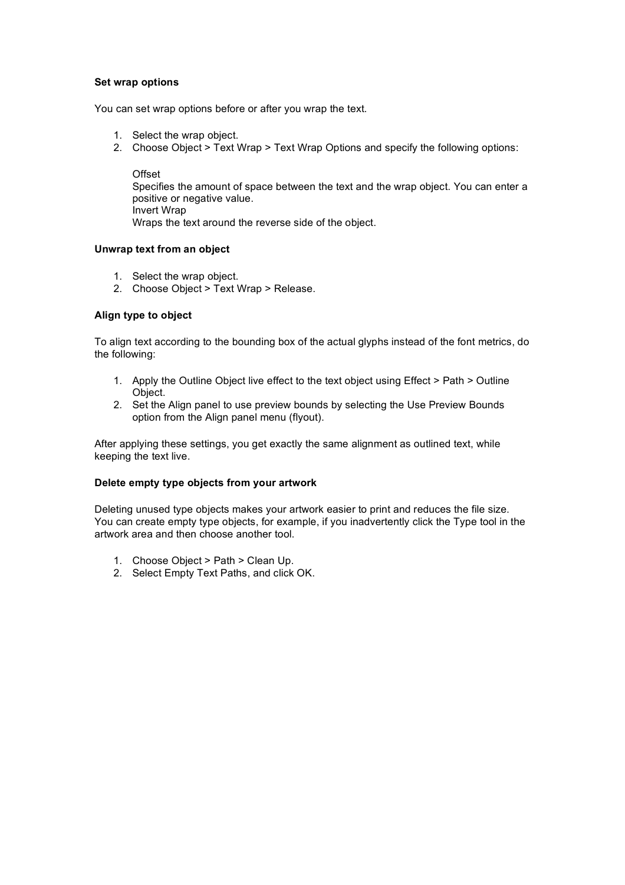**Set wrap options**

You can set wrap options before or after you wrap the text.

1. Select the wrap object.
2. Choose Object > Text Wrap > Text Wrap Options and specify the following options:

   Offset
   Specifies the amount of space between the text and the wrap object. You can enter a positive or negative value.
   Invert Wrap
   Wraps the text around the reverse side of the object.

**Unwrap text from an object**

1. Select the wrap object.
2. Choose Object > Text Wrap > Release.

**Align type to object**

To align text according to the bounding box of the actual glyphs instead of the font metrics, do the following:

1. Apply the Outline Object live effect to the text object using Effect > Path > Outline Object.
2. Set the Align panel to use preview bounds by selecting the Use Preview Bounds option from the Align panel menu (flyout).

After applying these settings, you get exactly the same alignment as outlined text, while keeping the text live.

**Delete empty type objects from your artwork**

Deleting unused type objects makes your artwork easier to print and reduces the file size. You can create empty type objects, for example, if you inadvertently click the Type tool in the artwork area and then choose another tool.

1. Choose Object > Path > Clean Up.
2. Select Empty Text Paths, and click OK.